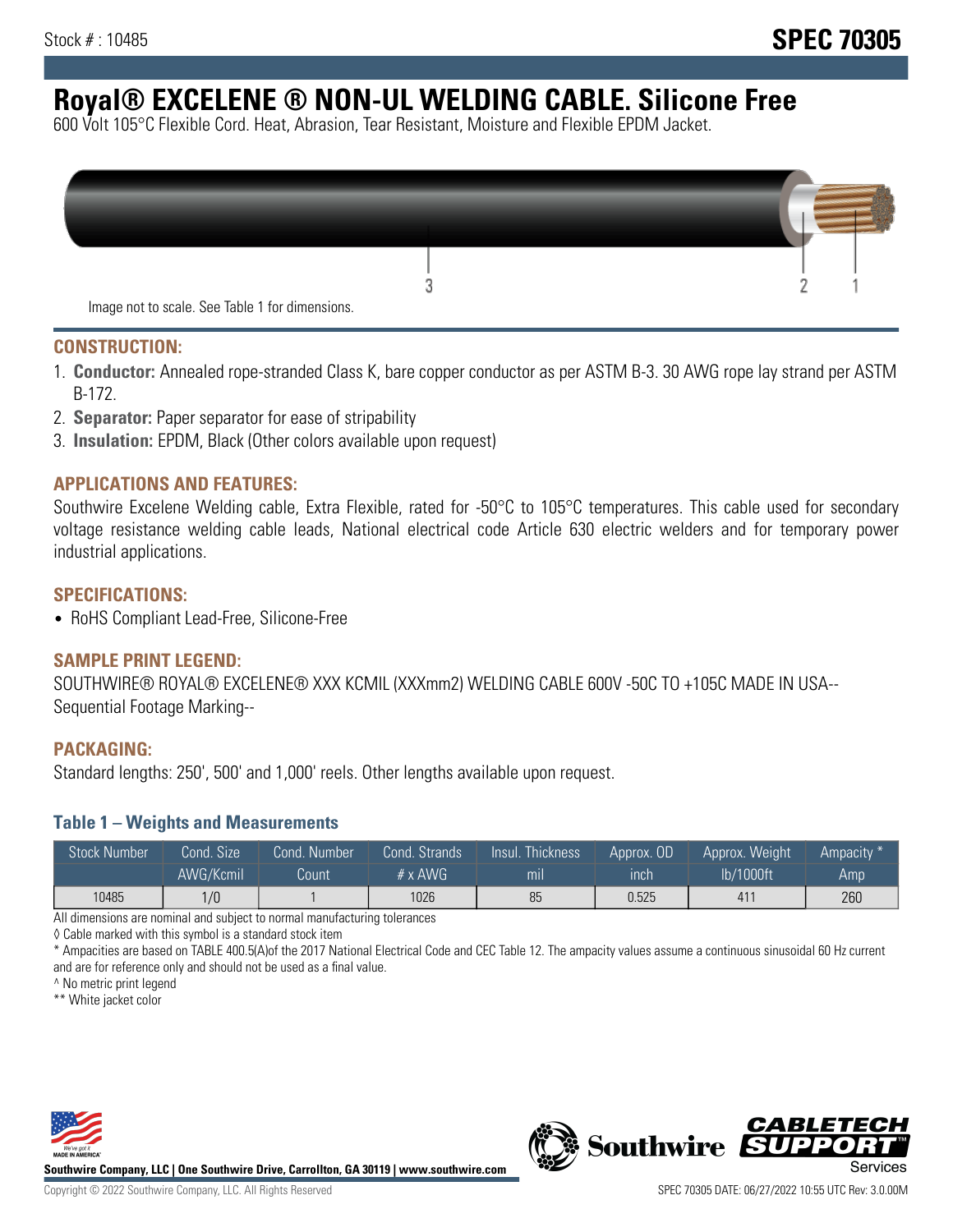Stock # : 10485

# SPEC 70305

# Royal® EXCELENE ® NON-UL WELDING CABLE. Silicone Free

600 Volt 105°C Flexible Cord. Heat, Abrasion, Tear Resistant, Moisture and Flexible EPDM Jacket.

Image not to scale. See Table 1 for dimensions.

## CONSTRUCTION:

1. **Conductor:** Annealed rope-stranded Class K, bare copper conductor as per ASTM B-3. 30 AWG rope lay strand per ASTM B-172.
2. **Separator:** Paper separator for ease of stripability
3. **Insulation:** EPDM, Black (Other colors available upon request)

## APPLICATIONS AND FEATURES:

Southwire Excelene Welding cable, Extra Flexible, rated for -50°C to 105°C temperatures. This cable used for secondary voltage resistance welding cable leads, National electrical code Article 630 electric welders and for temporary power industrial applications.

## SPECIFICATIONS:

- RoHS Compliant Lead-Free, Silicone-Free

## SAMPLE PRINT LEGEND:

SOUTHWIRE® ROYAL® EXCELENE® XXX KCMIL (XXXmm2) WELDING CABLE 600V -50C TO +105C MADE IN USA-- Sequential Footage Marking--

## PACKAGING:

Standard lengths: 250', 500' and 1,000' reels. Other lengths available upon request.

### Table 1 – Weights and Measurements

| Stock Number | Cond. Size | Cond. Number | Cond. Strands | Insul. Thickness | Approx. OD | Approx. Weight | Ampacity * |
|---|---|---|---|---|---|---|---|
| | AWG/Kcmil | Count | # x AWG | mil | inch | lb/1000ft | Amp |
| 10485 | 1/0 | 1 | 1026 | 85 | 0.525 | 411 | 260 |

All dimensions are nominal and subject to normal manufacturing tolerances

◊ Cable marked with this symbol is a standard stock item

* Ampacities are based on TABLE 400.5(A)of the 2017 National Electrical Code and CEC Table 12. The ampacity values assume a continuous sinusoidal 60 Hz current and are for reference only and should not be used as a final value.

^ No metric print legend

** White jacket color

Southwire Company, LLC | One Southwire Drive, Carrollton, GA 30119 | www.southwire.com

Copyright © 2022 Southwire Company, LLC. All Rights Reserved

SPEC 70305 DATE: 06/27/2022 10:55 UTC Rev: 3.0.00M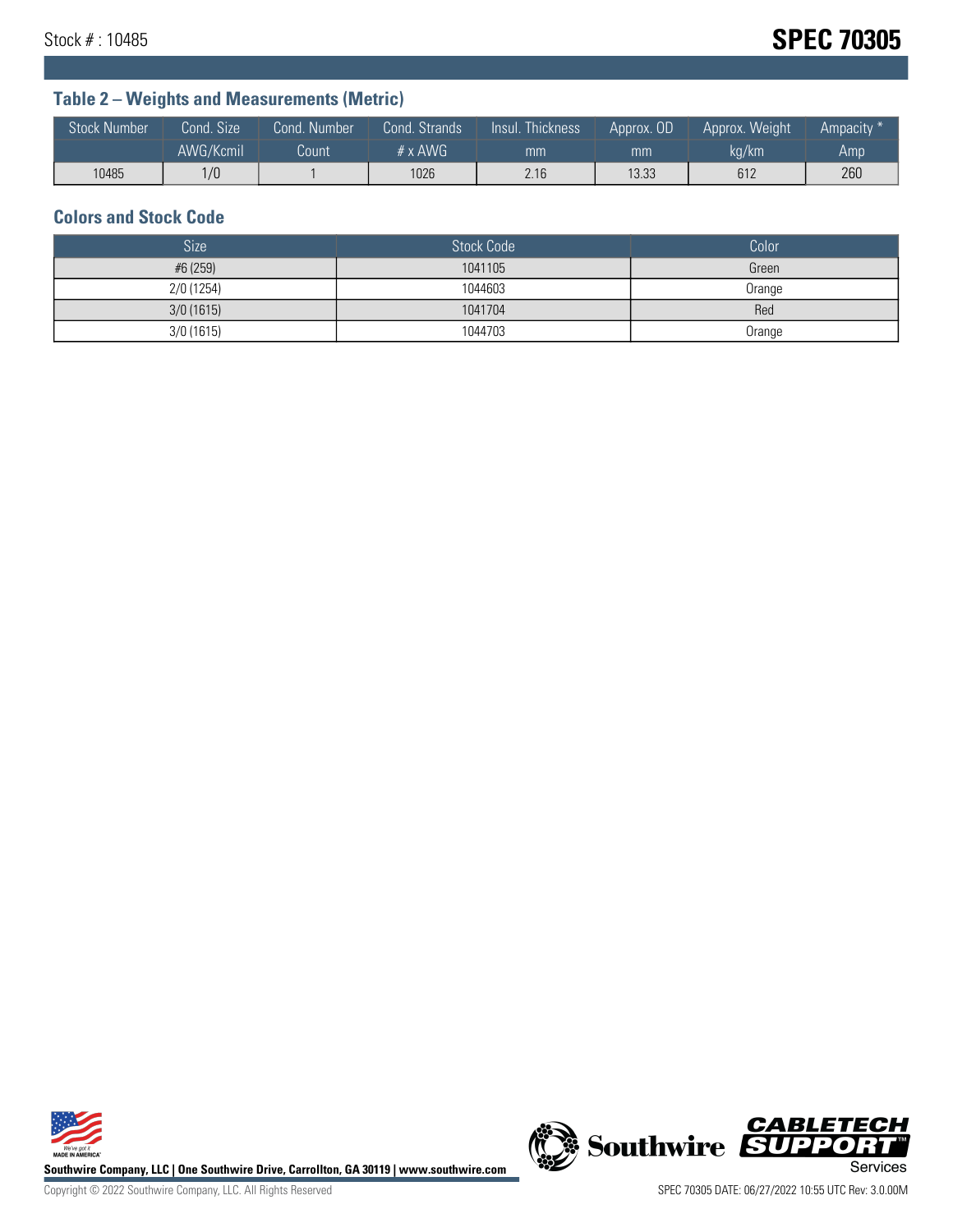## Table 2 – Weights and Measurements (Metric)

| Stock Number | Cond. Size | Cond. Number | Cond. Strands | Insul. Thickness | Approx. OD | Approx. Weight | Ampacity * |
|---|---|---|---|---|---|---|---|
| | AWG/Kcmil | Count | # x AWG | mm | mm | kg/km | Amp |
| 10485 | 1/0 | 1 | 1026 | 2.16 | 13.33 | 612 | 260 |

## Colors and Stock Code

| Size | Stock Code | Color |
|---|---|---|
| #6 (259) | 1041105 | Green |
| 2/0 (1254) | 1044603 | Orange |
| 3/0 (1615) | 1041704 | Red |
| 3/0 (1615) | 1044703 | Orange |

Southwire Company, LLC | One Southwire Drive, Carrollton, GA 30119 | www.southwire.com

Copyright © 2022 Southwire Company, LLC. All Rights Reserved

SPEC 70305 DATE: 06/27/2022 10:55 UTC Rev: 3.0.00M